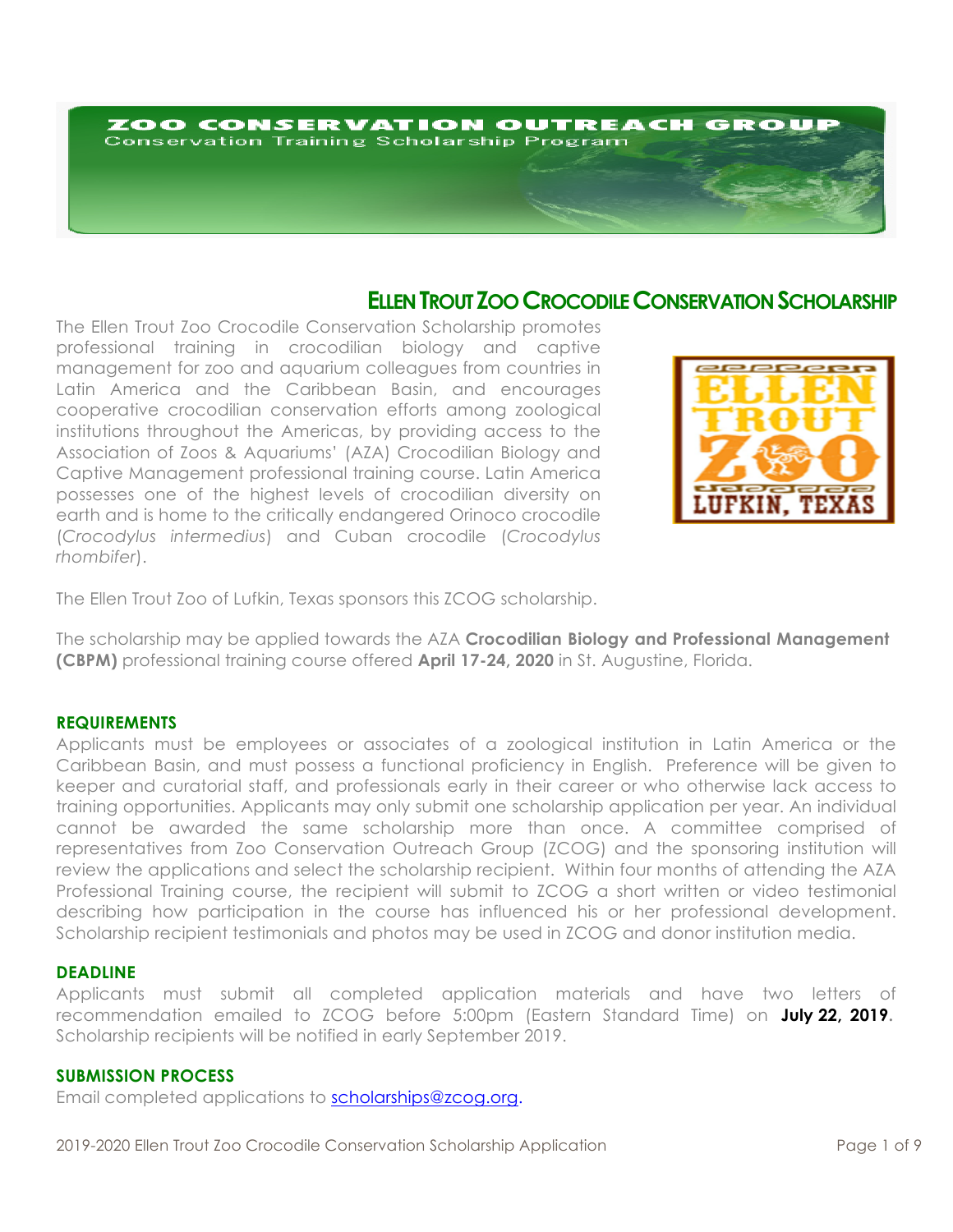ZOO CONSERVATION OUTREACH GROUP

Conservation Training Scholarship Program

# Ellen Trout Zoo Crocodile Conservation Scholarship

The Ellen Trout Zoo Crocodile Conservation Scholarship promotes professional training in crocodilian biology and captive management for zoo and aquarium colleagues from countries in Latin America and the Caribbean Basin, and encourages cooperative crocodilian conservation efforts among zoological institutions throughout the Americas, by providing access to the Association of Zoos & Aquariums' (AZA) Crocodilian Biology and Captive Management professional training course. Latin America possesses one of the highest levels of crocodilian diversity on earth and is home to the critically endangered Orinoco crocodile (*Crocodylus intermedius*) and Cuban crocodile (*Crocodylus rhombifer*).

ELLEN TROUT ZOO LUFKIN, TEXAS

The Ellen Trout Zoo of Lufkin, Texas sponsors this ZCOG scholarship.

The scholarship may be applied towards the AZA **Crocodilian Biology and Professional Management (CBPM)** professional training course offered **April 17-24, 2020** in St. Augustine, Florida.

## REQUIREMENTS

Applicants must be employees or associates of a zoological institution in Latin America or the Caribbean Basin, and must possess a functional proficiency in English. Preference will be given to keeper and curatorial staff, and professionals early in their career or who otherwise lack access to training opportunities. Applicants may only submit one scholarship application per year. An individual cannot be awarded the same scholarship more than once. A committee comprised of representatives from Zoo Conservation Outreach Group (ZCOG) and the sponsoring institution will review the applications and select the scholarship recipient. Within four months of attending the AZA Professional Training course, the recipient will submit to ZCOG a short written or video testimonial describing how participation in the course has influenced his or her professional development. Scholarship recipient testimonials and photos may be used in ZCOG and donor institution media.

## DEADLINE

Applicants must submit all completed application materials and have two letters of recommendation emailed to ZCOG before 5:00pm (Eastern Standard Time) on **July 22, 2019**. Scholarship recipients will be notified in early September 2019.

## SUBMISSION PROCESS

Email completed applications to scholarships@zcog.org.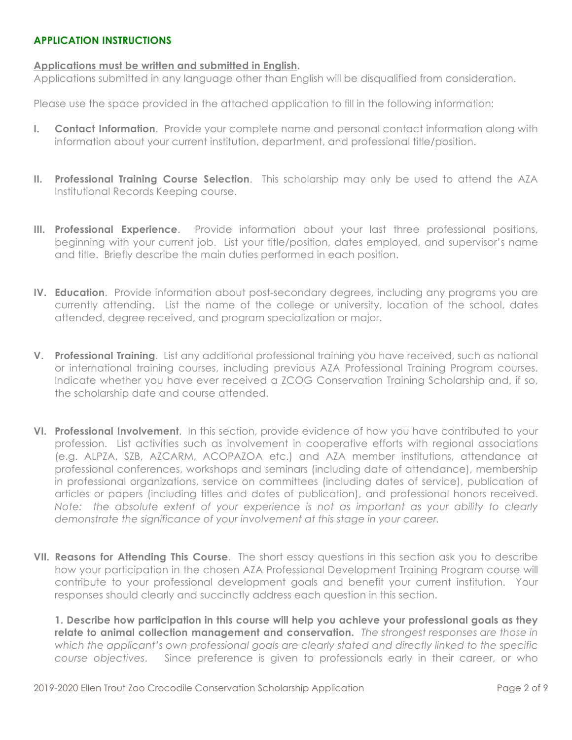## APPLICATION INSTRUCTIONS

**Applications must be written and submitted in English.**
Applications submitted in any language other than English will be disqualified from consideration.

Please use the space provided in the attached application to fill in the following information:

**I. Contact Information**. Provide your complete name and personal contact information along with information about your current institution, department, and professional title/position.

**II. Professional Training Course Selection**. This scholarship may only be used to attend the AZA Institutional Records Keeping course.

**III. Professional Experience**. Provide information about your last three professional positions, beginning with your current job. List your title/position, dates employed, and supervisor's name and title. Briefly describe the main duties performed in each position.

**IV. Education**. Provide information about post-secondary degrees, including any programs you are currently attending. List the name of the college or university, location of the school, dates attended, degree received, and program specialization or major.

**V. Professional Training**. List any additional professional training you have received, such as national or international training courses, including previous AZA Professional Training Program courses. Indicate whether you have ever received a ZCOG Conservation Training Scholarship and, if so, the scholarship date and course attended.

**VI. Professional Involvement**. In this section, provide evidence of how you have contributed to your profession. List activities such as involvement in cooperative efforts with regional associations (e.g. ALPZA, SZB, AZCARM, ACOPAZOA etc.) and AZA member institutions, attendance at professional conferences, workshops and seminars (including date of attendance), membership in professional organizations, service on committees (including dates of service), publication of articles or papers (including titles and dates of publication), and professional honors received. *Note: the absolute extent of your experience is not as important as your ability to clearly demonstrate the significance of your involvement at this stage in your career.*

**VII. Reasons for Attending This Course**. The short essay questions in this section ask you to describe how your participation in the chosen AZA Professional Development Training Program course will contribute to your professional development goals and benefit your current institution. Your responses should clearly and succinctly address each question in this section.

**1. Describe how participation in this course will help you achieve your professional goals as they relate to animal collection management and conservation.** *The strongest responses are those in which the applicant's own professional goals are clearly stated and directly linked to the specific course objectives.* Since preference is given to professionals early in their career, or who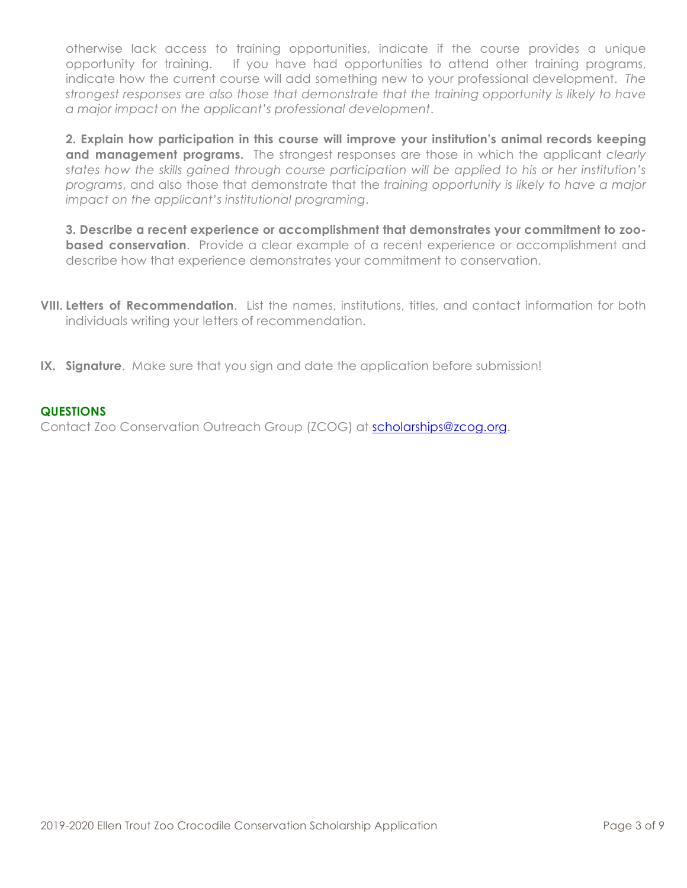otherwise lack access to training opportunities, indicate if the course provides a unique opportunity for training. If you have had opportunities to attend other training programs, indicate how the current course will add something new to your professional development. *The strongest responses are also those that demonstrate that the training opportunity is likely to have a major impact on the applicant's professional development*.

**2. Explain how participation in this course will improve your institution's animal records keeping and management programs.** The strongest responses are those in which the applicant *clearly states how the skills gained through course participation will be applied to his or her institution's programs*, and also those that demonstrate that the *training opportunity is likely to have a major impact on the applicant's institutional programing*.

**3. Describe a recent experience or accomplishment that demonstrates your commitment to zoo-based conservation**. Provide a clear example of a recent experience or accomplishment and describe how that experience demonstrates your commitment to conservation.

**VIII. Letters of Recommendation**. List the names, institutions, titles, and contact information for both individuals writing your letters of recommendation.

**IX. Signature**. Make sure that you sign and date the application before submission!

**QUESTIONS**

Contact Zoo Conservation Outreach Group (ZCOG) at scholarships@zcog.org.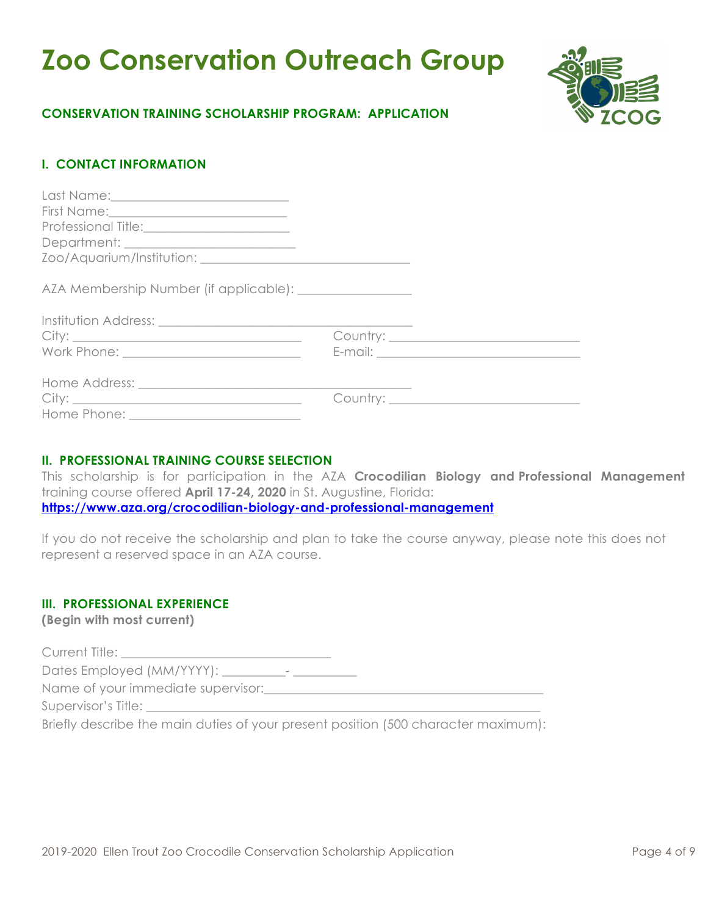# Zoo Conservation Outreach Group

**CONSERVATION TRAINING SCHOLARSHIP PROGRAM: APPLICATION**

## I. CONTACT INFORMATION

Last Name:___________________________
First Name:___________________________
Professional Title:______________________
Department: __________________________
Zoo/Aquarium/Institution: ________________________________

AZA Membership Number (if applicable): _________________

Institution Address: ________________________________________
City: ___________________________________ Country: ______________________________
Work Phone: ___________________________ E-mail: ________________________________

Home Address: __________________________________________
City: ___________________________________ Country: ______________________________
Home Phone: __________________________

## II. PROFESSIONAL TRAINING COURSE SELECTION

This scholarship is for participation in the AZA **Crocodilian Biology and Professional Management** training course offered **April 17-24, 2020** in St. Augustine, Florida: **https://www.aza.org/crocodilian-biology-and-professional-management**

If you do not receive the scholarship and plan to take the course anyway, please note this does not represent a reserved space in an AZA course.

## III. PROFESSIONAL EXPERIENCE

**(Begin with most current)**

Current Title: _________________________________
Dates Employed (MM/YYYY): __________- __________
Name of your immediate supervisor:_____________________________________________
Supervisor's Title: _____________________________________________________________
Briefly describe the main duties of your present position (500 character maximum):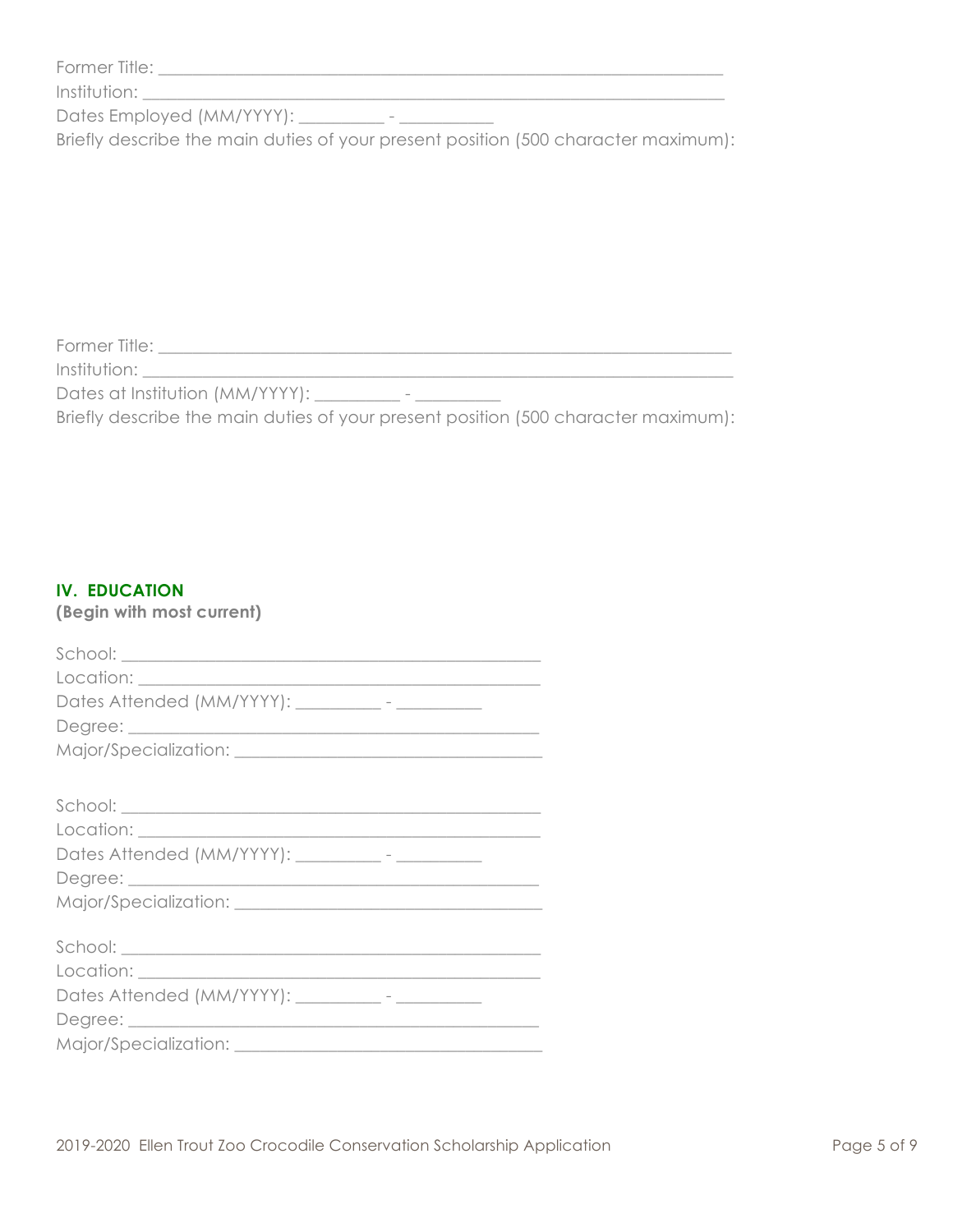Former Title: ______________________________________________________________

Institution: _______________________________________________________________

Dates Employed (MM/YYYY): __________ - ___________

Briefly describe the main duties of your present position (500 character maximum):

Former Title: ______________________________________________________________

Institution: _______________________________________________________________

Dates at Institution (MM/YYYY): __________ - __________

Briefly describe the main duties of your present position (500 character maximum):

## IV. EDUCATION

**(Begin with most current)**

School: _____________________________________________

Location: ___________________________________________

Dates Attended (MM/YYYY): __________ - __________

Degree: _____________________________________________

Major/Specialization: __________________________________

School: _____________________________________________

Location: ___________________________________________

Dates Attended (MM/YYYY): __________ - __________

Degree: _____________________________________________

Major/Specialization: __________________________________

School: _____________________________________________

Location: ___________________________________________

Dates Attended (MM/YYYY): __________ - __________

Degree: _____________________________________________

Major/Specialization: __________________________________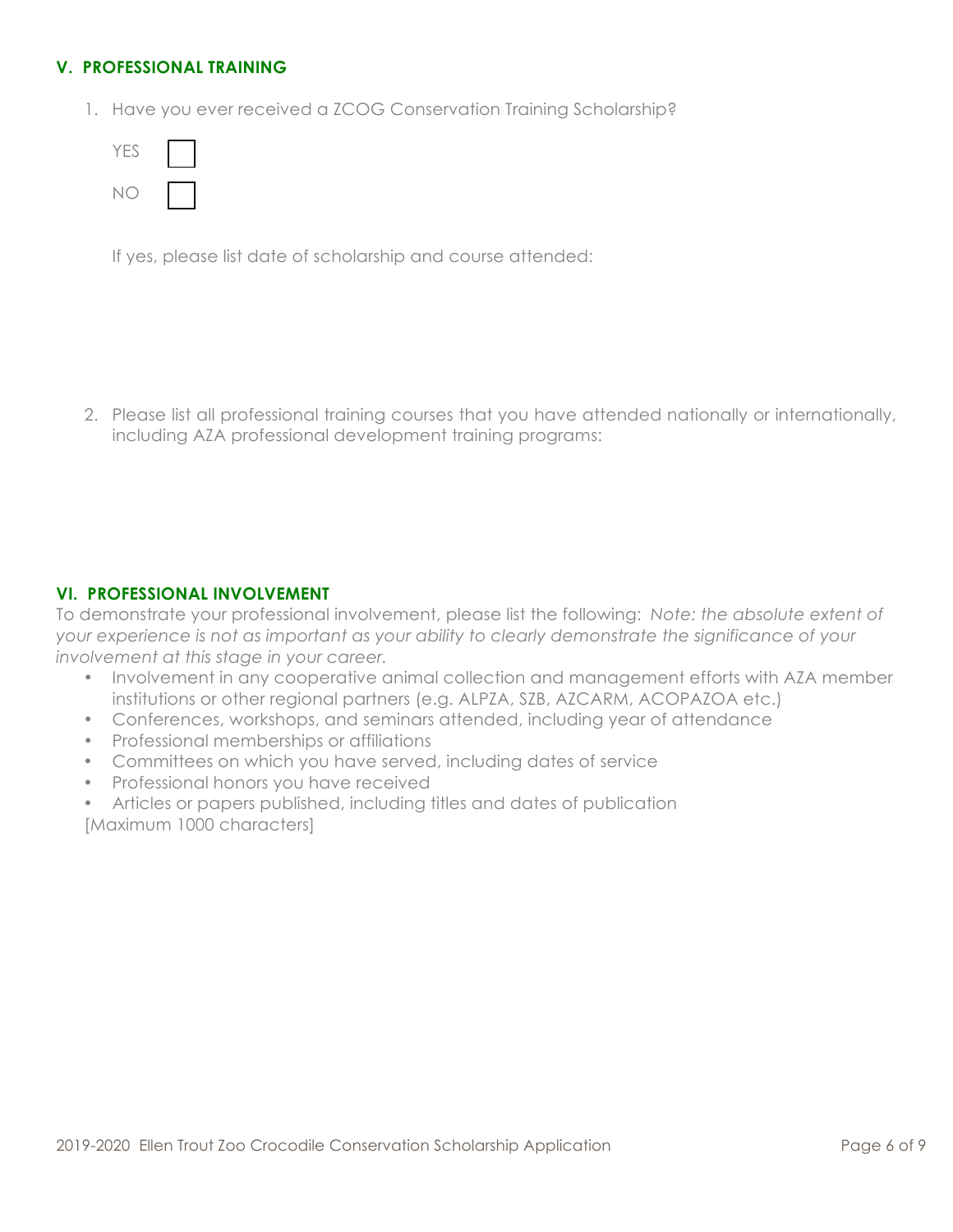## V. PROFESSIONAL TRAINING

1. Have you ever received a ZCOG Conservation Training Scholarship?

   YES ☐

   NO ☐

   If yes, please list date of scholarship and course attended:

2. Please list all professional training courses that you have attended nationally or internationally, including AZA professional development training programs:

## VI. PROFESSIONAL INVOLVEMENT

To demonstrate your professional involvement, please list the following: *Note: the absolute extent of your experience is not as important as your ability to clearly demonstrate the significance of your involvement at this stage in your career.*

- Involvement in any cooperative animal collection and management efforts with AZA member institutions or other regional partners (e.g. ALPZA, SZB, AZCARM, ACOPAZOA etc.)
- Conferences, workshops, and seminars attended, including year of attendance
- Professional memberships or affiliations
- Committees on which you have served, including dates of service
- Professional honors you have received
- Articles or papers published, including titles and dates of publication

[Maximum 1000 characters]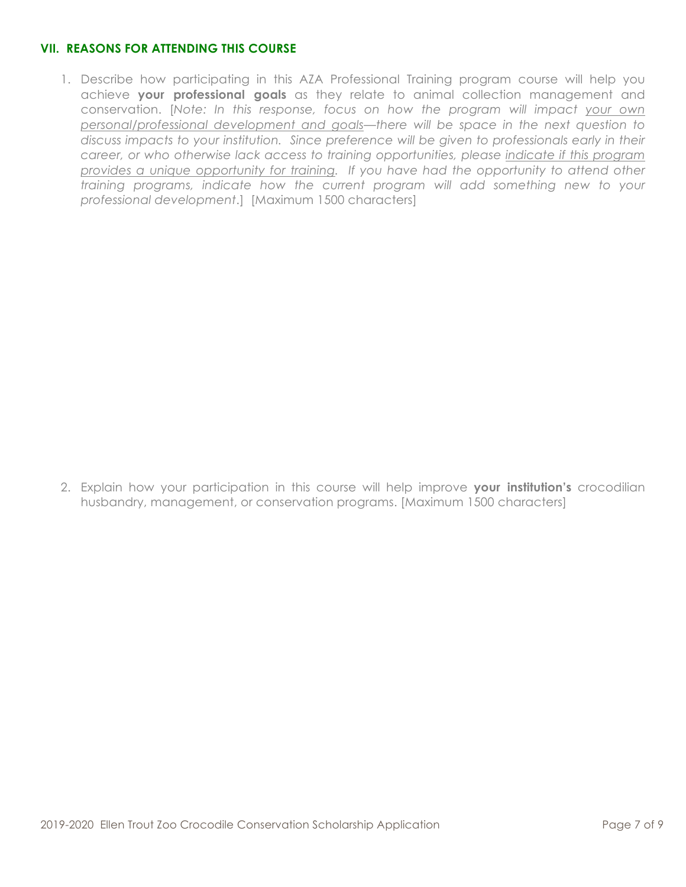## VII. REASONS FOR ATTENDING THIS COURSE

1. Describe how participating in this AZA Professional Training program course will help you achieve **your professional goals** as they relate to animal collection management and conservation. [*Note: In this response, focus on how the program will impact <u>your own personal/professional development and goals</u>—there will be space in the next question to discuss impacts to your institution. Since preference will be given to professionals early in their career, or who otherwise lack access to training opportunities, please <u>indicate if this program provides a unique opportunity for training</u>. If you have had the opportunity to attend other training programs, indicate how the current program will add something new to your professional development*.] [Maximum 1500 characters]

2. Explain how your participation in this course will help improve **your institution's** crocodilian husbandry, management, or conservation programs. [Maximum 1500 characters]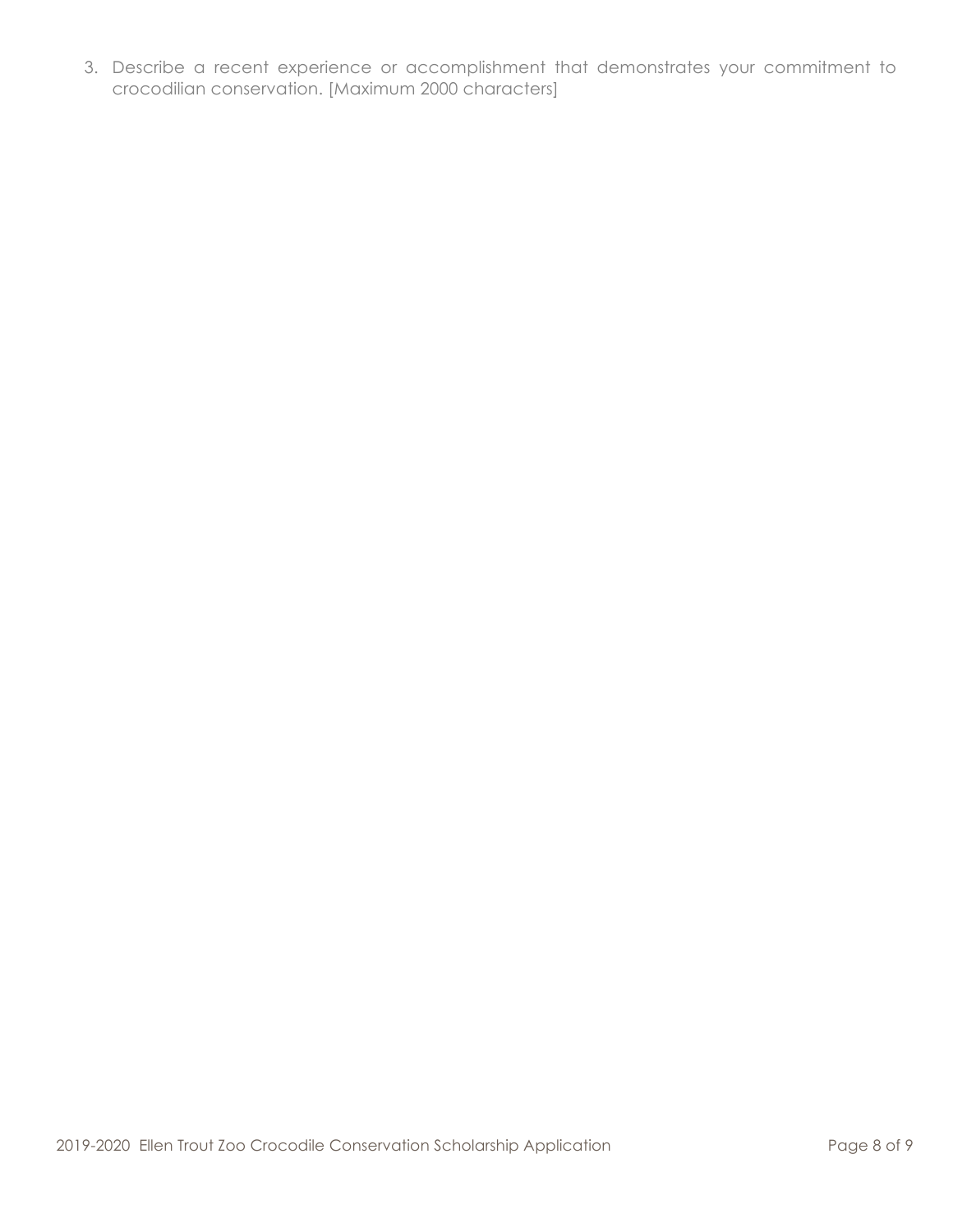3. Describe a recent experience or accomplishment that demonstrates your commitment to crocodilian conservation. [Maximum 2000 characters]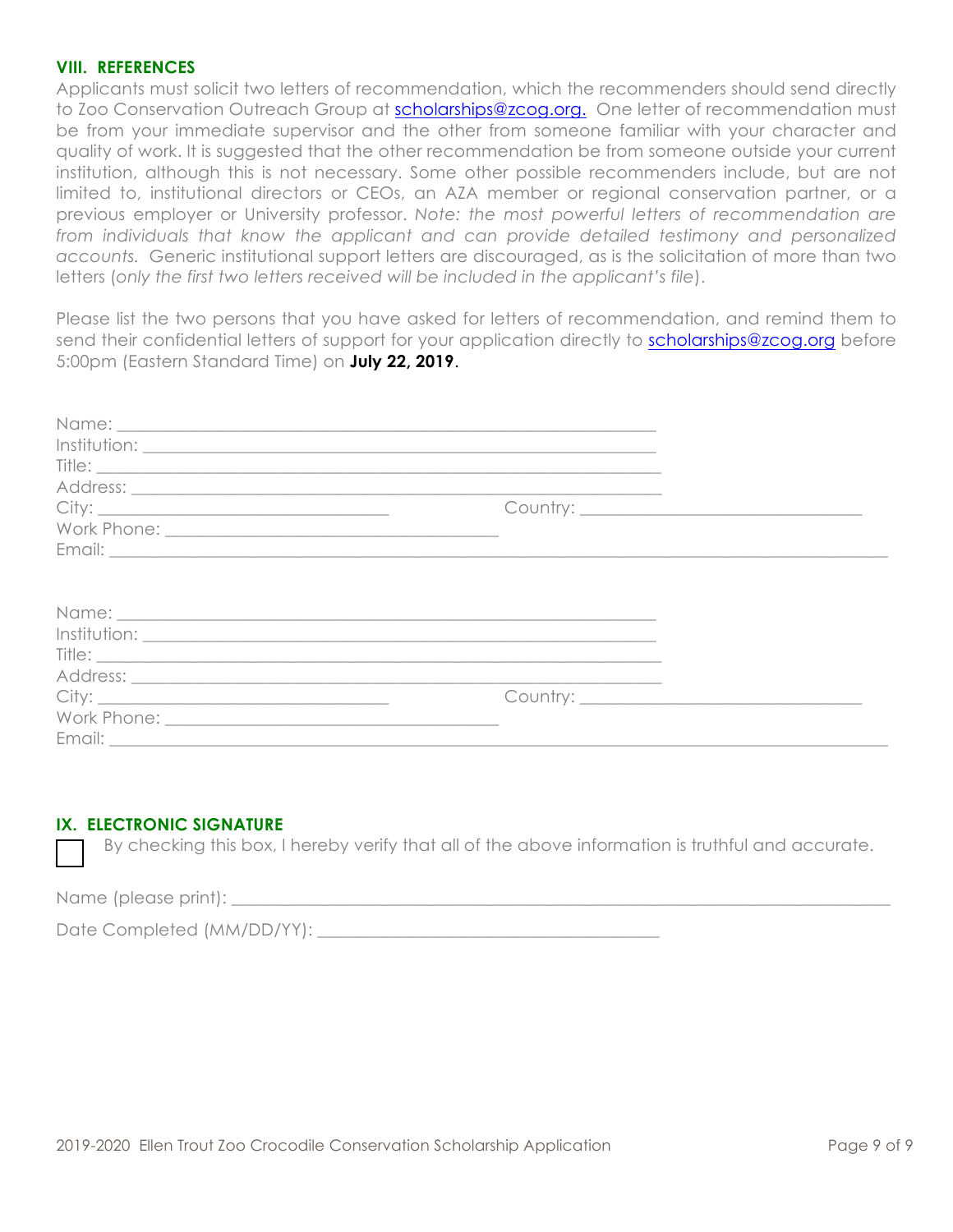## VIII. REFERENCES

Applicants must solicit two letters of recommendation, which the recommenders should send directly to Zoo Conservation Outreach Group at scholarships@zcog.org. One letter of recommendation must be from your immediate supervisor and the other from someone familiar with your character and quality of work. It is suggested that the other recommendation be from someone outside your current institution, although this is not necessary. Some other possible recommenders include, but are not limited to, institutional directors or CEOs, an AZA member or regional conservation partner, or a previous employer or University professor. *Note: the most powerful letters of recommendation are from individuals that know the applicant and can provide detailed testimony and personalized accounts.* Generic institutional support letters are discouraged, as is the solicitation of more than two letters (*only the first two letters received will be included in the applicant's file*).

Please list the two persons that you have asked for letters of recommendation, and remind them to send their confidential letters of support for your application directly to scholarships@zcog.org before 5:00pm (Eastern Standard Time) on **July 22, 2019**.

Name: ____________________________________________
Institution: ____________________________________________
Title: ____________________________________________
Address: ____________________________________________
City: ______________________ Country: ______________________
Work Phone: ___________________________
Email: ____________________________________________

Name: ____________________________________________
Institution: ____________________________________________
Title: ____________________________________________
Address: ____________________________________________
City: ______________________ Country: ______________________
Work Phone: ___________________________
Email: ____________________________________________

## IX. ELECTRONIC SIGNATURE

☐ By checking this box, I hereby verify that all of the above information is truthful and accurate.

Name (please print): ____________________________________________

Date Completed (MM/DD/YY): ___________________________